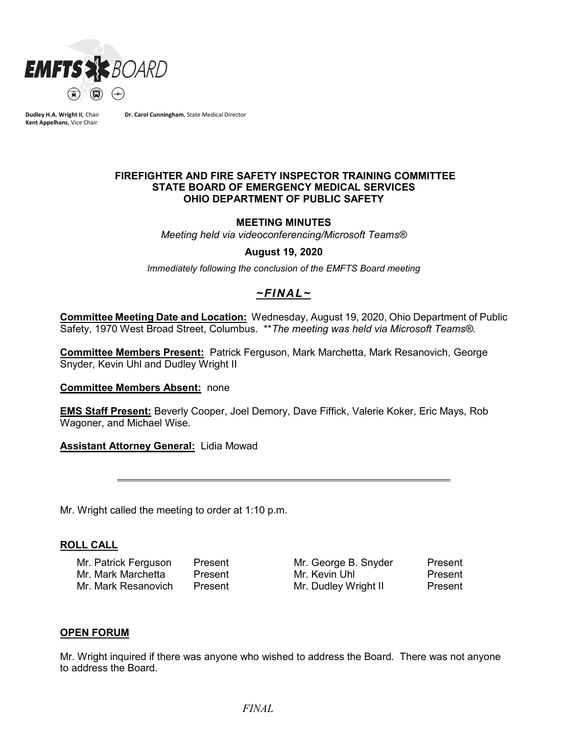**Dudley H.A. Wright II**, Chair    **Dr. Carol Cunningham**, State Medical Director
**Kent Appelhans**, Vice Chair

**FIREFIGHTER AND FIRE SAFETY INSPECTOR TRAINING COMMITTEE**
**STATE BOARD OF EMERGENCY MEDICAL SERVICES**
**OHIO DEPARTMENT OF PUBLIC SAFETY**

**MEETING MINUTES**

*Meeting held via videoconferencing/Microsoft Teams®*

**August 19, 2020**

*Immediately following the conclusion of the EMFTS Board meeting*

***~FINAL~***

**Committee Meeting Date and Location:** Wednesday, August 19, 2020, Ohio Department of Public Safety, 1970 West Broad Street, Columbus. *\*\*The meeting was held via Microsoft Teams®.*

**Committee Members Present:** Patrick Ferguson, Mark Marchetta, Mark Resanovich, George Snyder, Kevin Uhl and Dudley Wright II

**Committee Members Absent:** none

**EMS Staff Present:** Beverly Cooper, Joel Demory, Dave Fiffick, Valerie Koker, Eric Mays, Rob Wagoner, and Michael Wise.

**Assistant Attorney General:** Lidia Mowad

---

Mr. Wright called the meeting to order at 1:10 p.m.

## ROLL CALL

| | | | |
|---|---|---|---|
| Mr. Patrick Ferguson | Present | Mr. George B. Snyder | Present |
| Mr. Mark Marchetta | Present | Mr. Kevin Uhl | Present |
| Mr. Mark Resanovich | Present | Mr. Dudley Wright II | Present |

## OPEN FORUM

Mr. Wright inquired if there was anyone who wished to address the Board. There was not anyone to address the Board.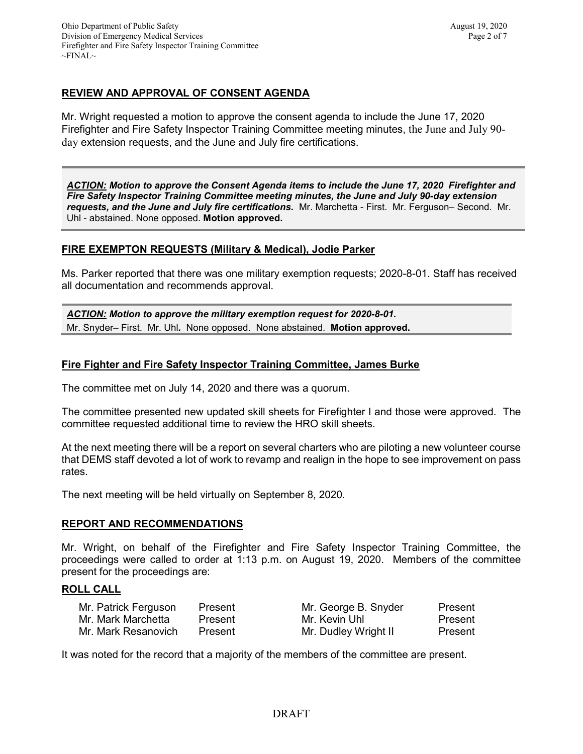## REVIEW AND APPROVAL OF CONSENT AGENDA

Mr. Wright requested a motion to approve the consent agenda to include the June 17, 2020 Firefighter and Fire Safety Inspector Training Committee meeting minutes, the June and July 90-day extension requests, and the June and July fire certifications.

> ***ACTION:*** ***Motion to approve the Consent Agenda items to include the June 17, 2020 Firefighter and Fire Safety Inspector Training Committee meeting minutes, the June and July 90-day extension requests, and the June and July fire certifications.*** Mr. Marchetta - First. Mr. Ferguson– Second. Mr. Uhl - abstained. None opposed. **Motion approved.**

## FIRE EXEMPTON REQUESTS (Military & Medical), Jodie Parker

Ms. Parker reported that there was one military exemption requests; 2020-8-01. Staff has received all documentation and recommends approval.

> ***ACTION:*** ***Motion to approve the military exemption request for 2020-8-01.***
> Mr. Snyder– First. Mr. Uhl***.*** None opposed. None abstained. **Motion approved.**

## Fire Fighter and Fire Safety Inspector Training Committee, James Burke

The committee met on July 14, 2020 and there was a quorum.

The committee presented new updated skill sheets for Firefighter I and those were approved. The committee requested additional time to review the HRO skill sheets.

At the next meeting there will be a report on several charters who are piloting a new volunteer course that DEMS staff devoted a lot of work to revamp and realign in the hope to see improvement on pass rates.

The next meeting will be held virtually on September 8, 2020.

## REPORT AND RECOMMENDATIONS

Mr. Wright, on behalf of the Firefighter and Fire Safety Inspector Training Committee, the proceedings were called to order at 1:13 p.m. on August 19, 2020. Members of the committee present for the proceedings are:

## ROLL CALL

| | | | |
|---|---|---|---|
| Mr. Patrick Ferguson | Present | Mr. George B. Snyder | Present |
| Mr. Mark Marchetta | Present | Mr. Kevin Uhl | Present |
| Mr. Mark Resanovich | Present | Mr. Dudley Wright II | Present |

It was noted for the record that a majority of the members of the committee are present.

DRAFT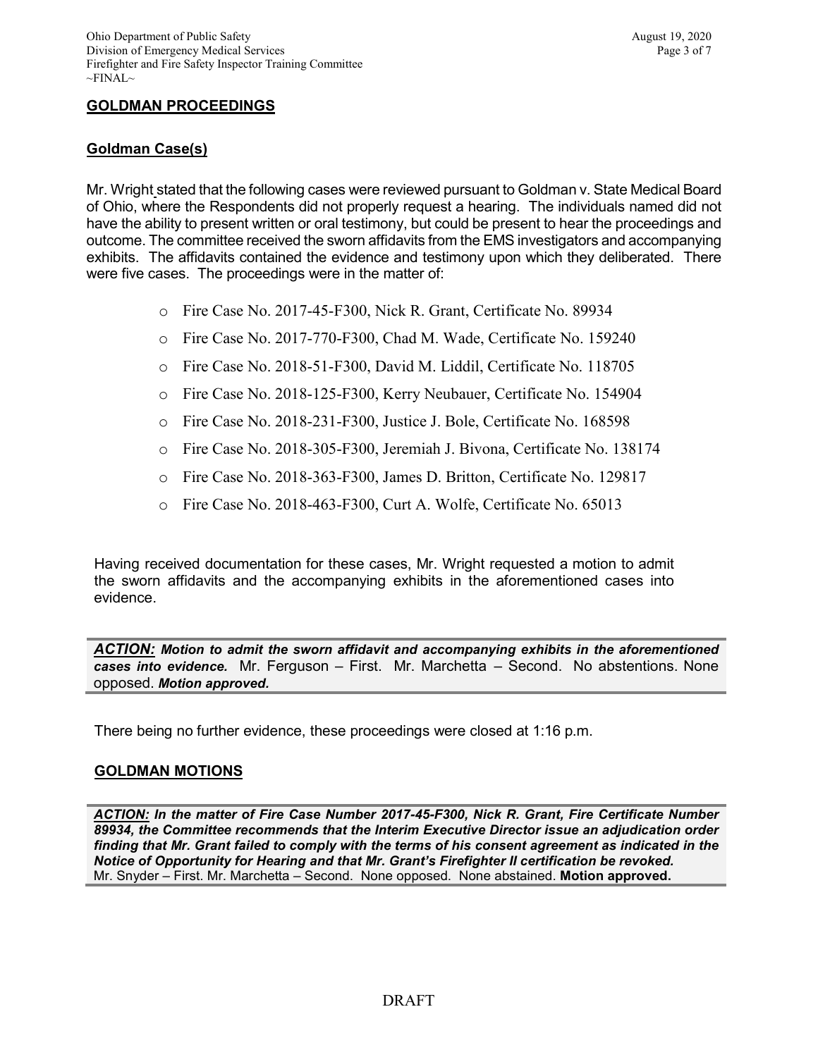## GOLDMAN PROCEEDINGS

### Goldman Case(s)

Mr. Wright stated that the following cases were reviewed pursuant to Goldman v. State Medical Board of Ohio, where the Respondents did not properly request a hearing. The individuals named did not have the ability to present written or oral testimony, but could be present to hear the proceedings and outcome. The committee received the sworn affidavits from the EMS investigators and accompanying exhibits. The affidavits contained the evidence and testimony upon which they deliberated. There were five cases. The proceedings were in the matter of:

- Fire Case No. 2017-45-F300, Nick R. Grant, Certificate No. 89934
- Fire Case No. 2017-770-F300, Chad M. Wade, Certificate No. 159240
- Fire Case No. 2018-51-F300, David M. Liddil, Certificate No. 118705
- Fire Case No. 2018-125-F300, Kerry Neubauer, Certificate No. 154904
- Fire Case No. 2018-231-F300, Justice J. Bole, Certificate No. 168598
- Fire Case No. 2018-305-F300, Jeremiah J. Bivona, Certificate No. 138174
- Fire Case No. 2018-363-F300, James D. Britton, Certificate No. 129817
- Fire Case No. 2018-463-F300, Curt A. Wolfe, Certificate No. 65013

Having received documentation for these cases, Mr. Wright requested a motion to admit the sworn affidavits and the accompanying exhibits in the aforementioned cases into evidence.

***ACTION:*** ***Motion to admit the sworn affidavit and accompanying exhibits in the aforementioned cases into evidence.*** Mr. Ferguson – First. Mr. Marchetta – Second. No abstentions. None opposed. ***Motion approved.***

There being no further evidence, these proceedings were closed at 1:16 p.m.

## GOLDMAN MOTIONS

***ACTION:*** ***In the matter of Fire Case Number 2017-45-F300, Nick R. Grant, Fire Certificate Number 89934, the Committee recommends that the Interim Executive Director issue an adjudication order finding that Mr. Grant failed to comply with the terms of his consent agreement as indicated in the Notice of Opportunity for Hearing and that Mr. Grant's Firefighter II certification be revoked.*** Mr. Snyder – First. Mr. Marchetta – Second. None opposed. None abstained. **Motion approved.**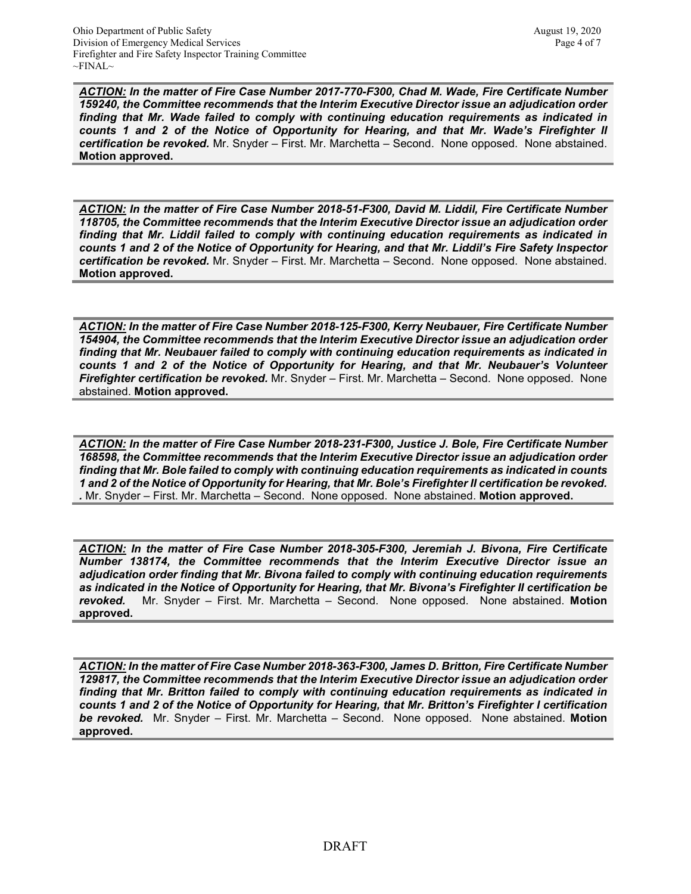***ACTION:*** ***In the matter of Fire Case Number 2017-770-F300, Chad M. Wade, Fire Certificate Number 159240, the Committee recommends that the Interim Executive Director issue an adjudication order finding that Mr. Wade failed to comply with continuing education requirements as indicated in counts 1 and 2 of the Notice of Opportunity for Hearing, and that Mr. Wade's Firefighter II certification be revoked.*** Mr. Snyder – First. Mr. Marchetta – Second. None opposed. None abstained. **Motion approved.**

***ACTION:*** ***In the matter of Fire Case Number 2018-51-F300, David M. Liddil, Fire Certificate Number 118705, the Committee recommends that the Interim Executive Director issue an adjudication order finding that Mr. Liddil failed to comply with continuing education requirements as indicated in counts 1 and 2 of the Notice of Opportunity for Hearing, and that Mr. Liddil's Fire Safety Inspector certification be revoked.*** Mr. Snyder – First. Mr. Marchetta – Second. None opposed. None abstained. **Motion approved.**

***ACTION:*** ***In the matter of Fire Case Number 2018-125-F300, Kerry Neubauer, Fire Certificate Number 154904, the Committee recommends that the Interim Executive Director issue an adjudication order finding that Mr. Neubauer failed to comply with continuing education requirements as indicated in counts 1 and 2 of the Notice of Opportunity for Hearing, and that Mr. Neubauer's Volunteer Firefighter certification be revoked.*** Mr. Snyder – First. Mr. Marchetta – Second. None opposed. None abstained. **Motion approved.**

***ACTION:*** ***In the matter of Fire Case Number 2018-231-F300, Justice J. Bole, Fire Certificate Number 168598, the Committee recommends that the Interim Executive Director issue an adjudication order finding that Mr. Bole failed to comply with continuing education requirements as indicated in counts 1 and 2 of the Notice of Opportunity for Hearing, that Mr. Bole's Firefighter II certification be revoked. .*** Mr. Snyder – First. Mr. Marchetta – Second. None opposed. None abstained. **Motion approved.**

***ACTION:*** ***In the matter of Fire Case Number 2018-305-F300, Jeremiah J. Bivona, Fire Certificate Number 138174, the Committee recommends that the Interim Executive Director issue an adjudication order finding that Mr. Bivona failed to comply with continuing education requirements as indicated in the Notice of Opportunity for Hearing, that Mr. Bivona's Firefighter II certification be revoked.*** Mr. Snyder – First. Mr. Marchetta – Second. None opposed. None abstained. **Motion approved.**

***ACTION:*** ***In the matter of Fire Case Number 2018-363-F300, James D. Britton, Fire Certificate Number 129817, the Committee recommends that the Interim Executive Director issue an adjudication order finding that Mr. Britton failed to comply with continuing education requirements as indicated in counts 1 and 2 of the Notice of Opportunity for Hearing, that Mr. Britton's Firefighter I certification be revoked.*** Mr. Snyder – First. Mr. Marchetta – Second. None opposed. None abstained. **Motion approved.**

DRAFT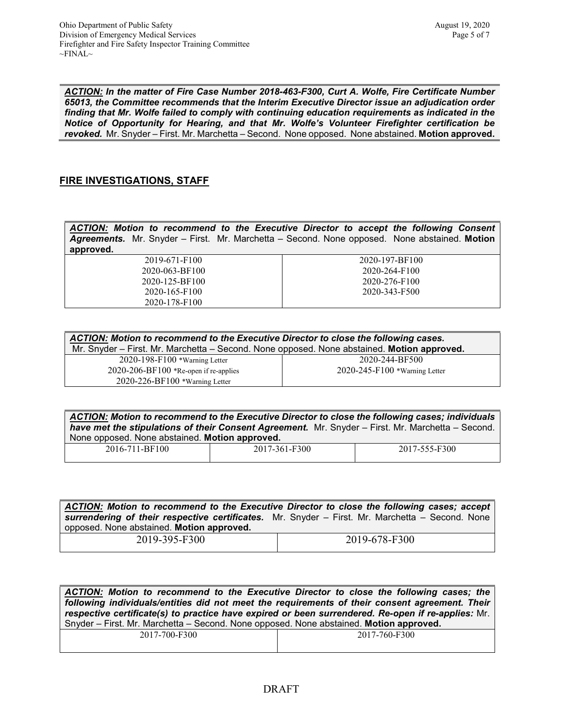***ACTION:*** ***In the matter of Fire Case Number 2018-463-F300, Curt A. Wolfe, Fire Certificate Number 65013, the Committee recommends that the Interim Executive Director issue an adjudication order finding that Mr. Wolfe failed to comply with continuing education requirements as indicated in the Notice of Opportunity for Hearing, and that Mr. Wolfe's Volunteer Firefighter certification be revoked.*** Mr. Snyder – First. Mr. Marchetta – Second. None opposed. None abstained. **Motion approved.**

## FIRE INVESTIGATIONS, STAFF

***ACTION:*** ***Motion to recommend to the Executive Director to accept the following Consent Agreements.*** Mr. Snyder – First. Mr. Marchetta – Second. None opposed. None abstained. **Motion approved.**

| | |
|---|---|
| 2019-671-F100 | 2020-197-BF100 |
| 2020-063-BF100 | 2020-264-F100 |
| 2020-125-BF100 | 2020-276-F100 |
| 2020-165-F100 | 2020-343-F500 |
| 2020-178-F100 | |

***ACTION:*** ***Motion to recommend to the Executive Director to close the following cases.*** Mr. Snyder – First. Mr. Marchetta – Second. None opposed. None abstained. **Motion approved.**

| | |
|---|---|
| 2020-198-F100 *Warning Letter | 2020-244-BF500 |
| 2020-206-BF100 *Re-open if re-applies | 2020-245-F100 *Warning Letter |
| 2020-226-BF100 *Warning Letter | |

***ACTION:*** ***Motion to recommend to the Executive Director to close the following cases; individuals have met the stipulations of their Consent Agreement.*** Mr. Snyder – First. Mr. Marchetta – Second. None opposed. None abstained. **Motion approved.**

| | | |
|---|---|---|
| 2016-711-BF100 | 2017-361-F300 | 2017-555-F300 |

***ACTION:*** ***Motion to recommend to the Executive Director to close the following cases; accept surrendering of their respective certificates.*** Mr. Snyder – First. Mr. Marchetta – Second. None opposed. None abstained. **Motion approved.**

| | |
|---|---|
| 2019-395-F300 | 2019-678-F300 |

***ACTION:*** ***Motion to recommend to the Executive Director to close the following cases; the following individuals/entities did not meet the requirements of their consent agreement. Their respective certificate(s) to practice have expired or been surrendered. Re-open if re-applies:*** Mr. Snyder – First. Mr. Marchetta – Second. None opposed. None abstained. **Motion approved.**

| | |
|---|---|
| 2017-700-F300 | 2017-760-F300 |

DRAFT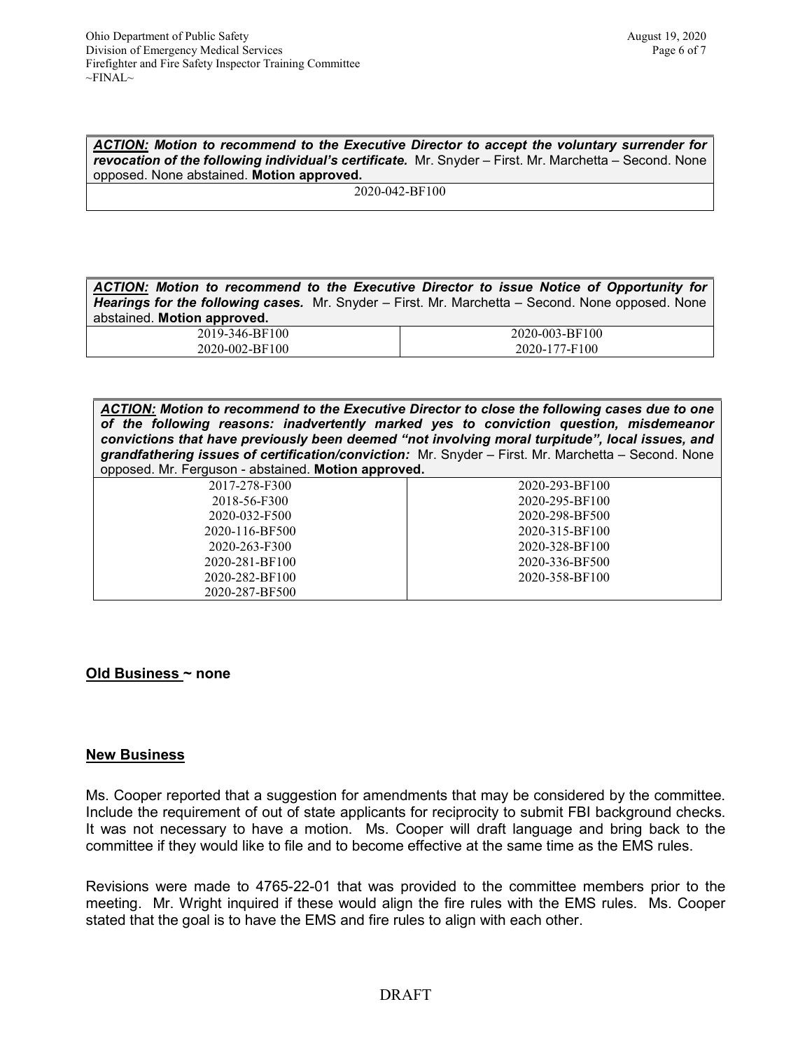| ***ACTION:*** ***Motion to recommend to the Executive Director to accept the voluntary surrender for revocation of the following individual's certificate.*** Mr. Snyder – First. Mr. Marchetta – Second. None opposed. None abstained. **Motion approved.** |
|---|
| 2020-042-BF100 |

| ***ACTION:*** ***Motion to recommend to the Executive Director to issue Notice of Opportunity for Hearings for the following cases.*** Mr. Snyder – First. Mr. Marchetta – Second. None opposed. None abstained. **Motion approved.** | |
|---|---|
| 2019-346-BF100 | 2020-003-BF100 |
| 2020-002-BF100 | 2020-177-F100 |

| ***ACTION:*** ***Motion to recommend to the Executive Director to close the following cases due to one of the following reasons: inadvertently marked yes to conviction question, misdemeanor convictions that have previously been deemed "not involving moral turpitude", local issues, and grandfathering issues of certification/conviction:*** Mr. Snyder – First. Mr. Marchetta – Second. None opposed. Mr. Ferguson - abstained. **Motion approved.** | |
|---|---|
| 2017-278-F300 | 2020-293-BF100 |
| 2018-56-F300 | 2020-295-BF100 |
| 2020-032-F500 | 2020-298-BF500 |
| 2020-116-BF500 | 2020-315-BF100 |
| 2020-263-F300 | 2020-328-BF100 |
| 2020-281-BF100 | 2020-336-BF500 |
| 2020-282-BF100 | 2020-358-BF100 |
| 2020-287-BF500 | |

**Old Business ~ none**

**New Business**

Ms. Cooper reported that a suggestion for amendments that may be considered by the committee. Include the requirement of out of state applicants for reciprocity to submit FBI background checks. It was not necessary to have a motion. Ms. Cooper will draft language and bring back to the committee if they would like to file and to become effective at the same time as the EMS rules.

Revisions were made to 4765-22-01 that was provided to the committee members prior to the meeting. Mr. Wright inquired if these would align the fire rules with the EMS rules. Ms. Cooper stated that the goal is to have the EMS and fire rules to align with each other.

DRAFT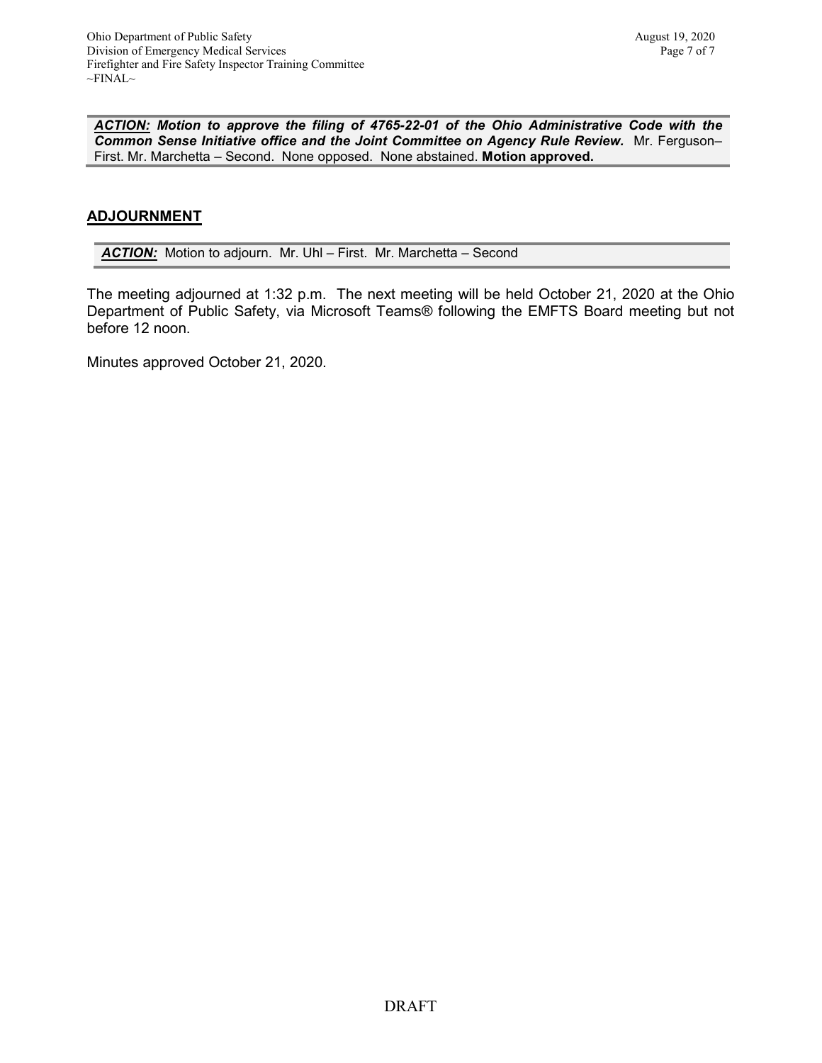***ACTION:*** ***Motion to approve the filing of 4765-22-01 of the Ohio Administrative Code with the Common Sense Initiative office and the Joint Committee on Agency Rule Review.*** Mr. Ferguson– First. Mr. Marchetta – Second. None opposed. None abstained. **Motion approved.**

## ADJOURNMENT

***ACTION:*** Motion to adjourn. Mr. Uhl – First. Mr. Marchetta – Second

The meeting adjourned at 1:32 p.m. The next meeting will be held October 21, 2020 at the Ohio Department of Public Safety, via Microsoft Teams® following the EMFTS Board meeting but not before 12 noon.

Minutes approved October 21, 2020.

DRAFT